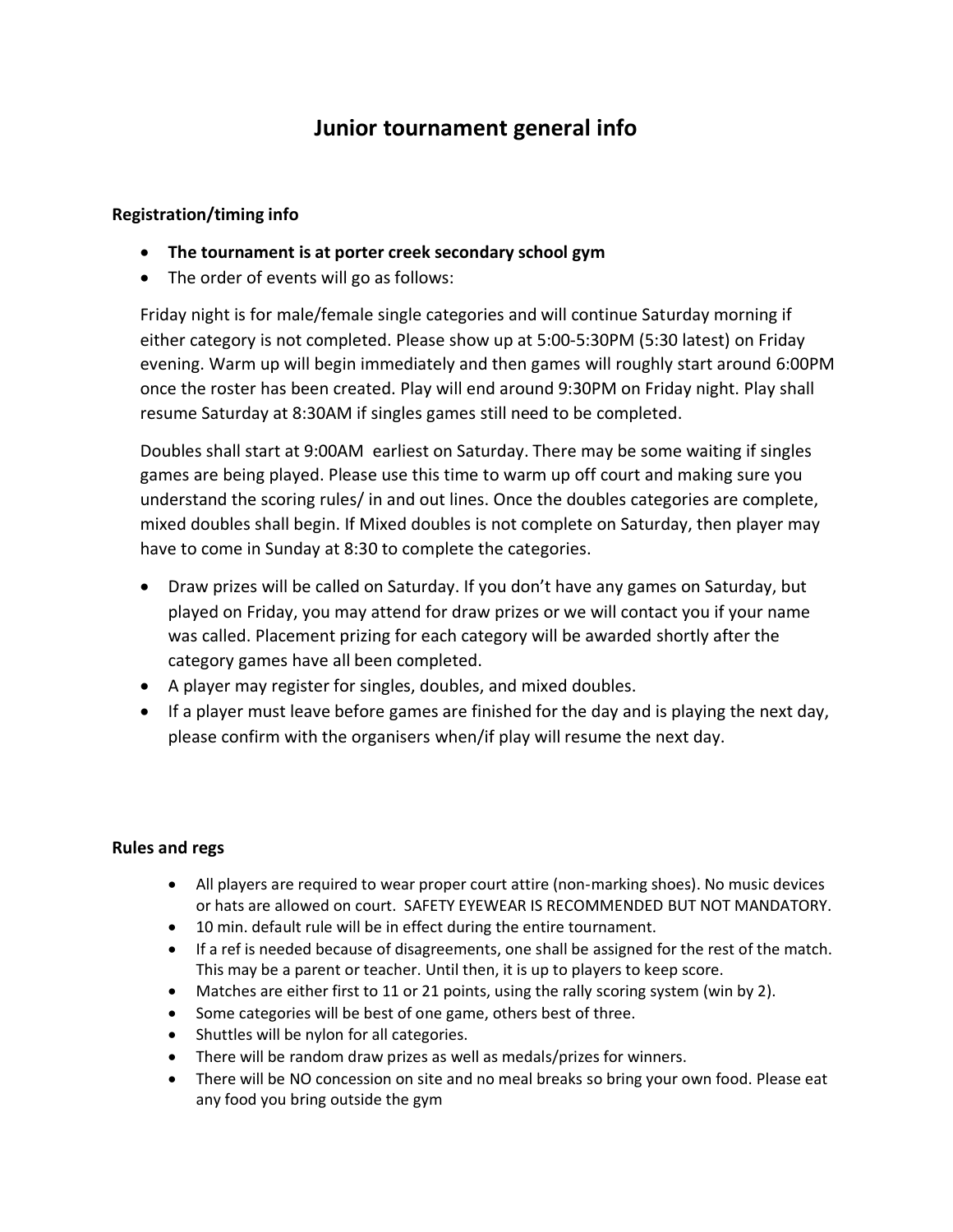# Junior tournament general info

## Registration/timing info

- **The tournament is at porter creek secondary school gym**
- The order of events will go as follows:

Friday night is for male/female single categories and will continue Saturday morning if either category is not completed. Please show up at 5:00-5:30PM (5:30 latest) on Friday evening. Warm up will begin immediately and then games will roughly start around 6:00PM once the roster has been created. Play will end around 9:30PM on Friday night. Play shall resume Saturday at 8:30AM if singles games still need to be completed.

Doubles shall start at 9:00AM earliest on Saturday. There may be some waiting if singles games are being played. Please use this time to warm up off court and making sure you understand the scoring rules/ in and out lines. Once the doubles categories are complete, mixed doubles shall begin. If Mixed doubles is not complete on Saturday, then player may have to come in Sunday at 8:30 to complete the categories.

- Draw prizes will be called on Saturday. If you don't have any games on Saturday, but played on Friday, you may attend for draw prizes or we will contact you if your name was called. Placement prizing for each category will be awarded shortly after the category games have all been completed.
- A player may register for singles, doubles, and mixed doubles.
- If a player must leave before games are finished for the day and is playing the next day, please confirm with the organisers when/if play will resume the next day.

## Rules and regs

- All players are required to wear proper court attire (non-marking shoes). No music devices or hats are allowed on court. SAFETY EYEWEAR IS RECOMMENDED BUT NOT MANDATORY.
- 10 min. default rule will be in effect during the entire tournament.
- If a ref is needed because of disagreements, one shall be assigned for the rest of the match. This may be a parent or teacher. Until then, it is up to players to keep score.
- Matches are either first to 11 or 21 points, using the rally scoring system (win by 2).
- Some categories will be best of one game, others best of three.
- Shuttles will be nylon for all categories.
- There will be random draw prizes as well as medals/prizes for winners.
- There will be NO concession on site and no meal breaks so bring your own food. Please eat any food you bring outside the gym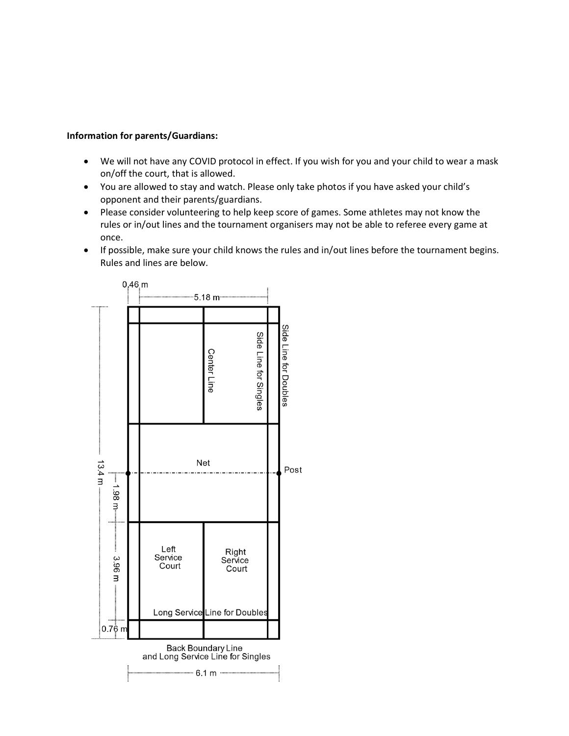**Information for parents/Guardians:**

- We will not have any COVID protocol in effect. If you wish for you and your child to wear a mask on/off the court, that is allowed.
- You are allowed to stay and watch. Please only take photos if you have asked your child's opponent and their parents/guardians.
- Please consider volunteering to help keep score of games. Some athletes may not know the rules or in/out lines and the tournament organisers may not be able to referee every game at once.
- If possible, make sure your child knows the rules and in/out lines before the tournament begins. Rules and lines are below.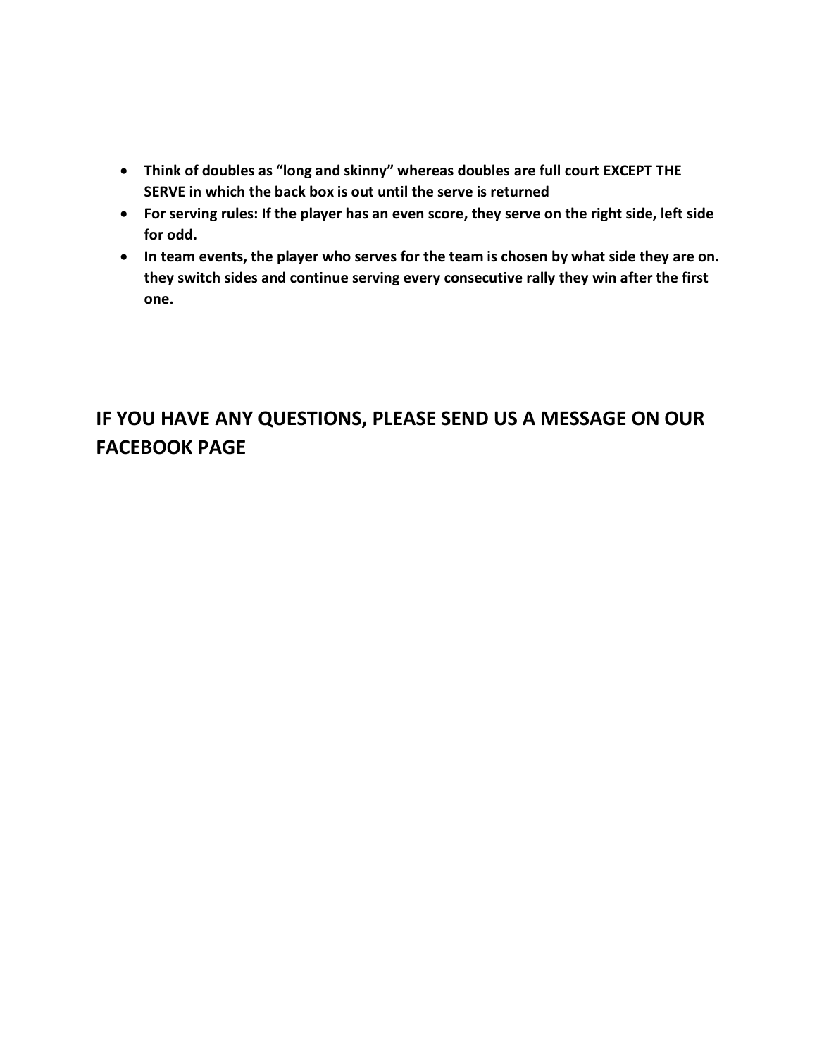- **Think of doubles as "long and skinny" whereas doubles are full court EXCEPT THE SERVE in which the back box is out until the serve is returned**
- **For serving rules: If the player has an even score, they serve on the right side, left side for odd.**
- **In team events, the player who serves for the team is chosen by what side they are on. they switch sides and continue serving every consecutive rally they win after the first one.**

## IF YOU HAVE ANY QUESTIONS, PLEASE SEND US A MESSAGE ON OUR FACEBOOK PAGE